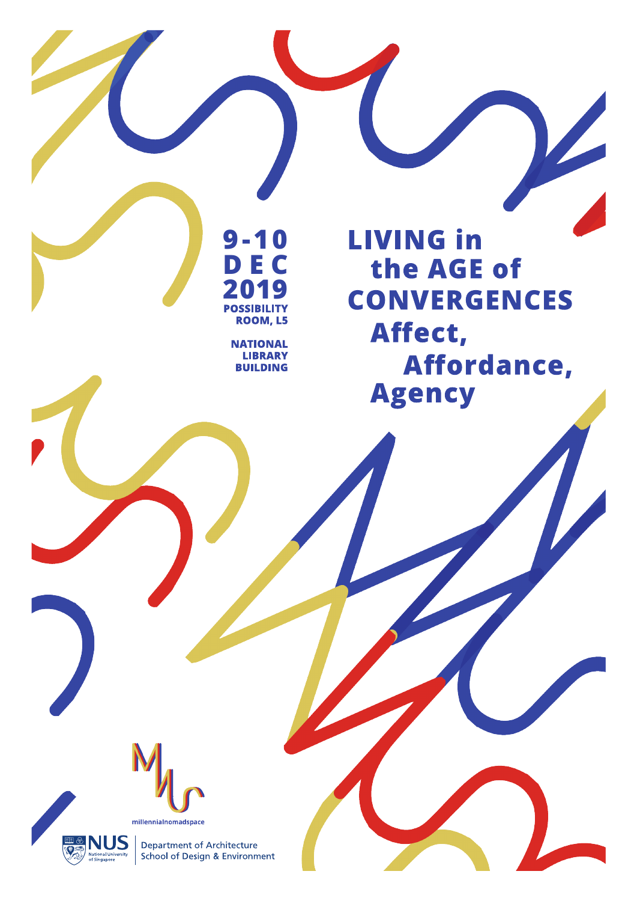# LIVING in the AGE of CONVERGENCES

## Affect, Affordance, Agency

**9-10 DEC 2019**

**POSSIBILITY ROOM, L5**

**NATIONAL LIBRARY BUILDING**

millennialnomadspace

NUS National University of Singapore

Department of Architecture
School of Design & Environment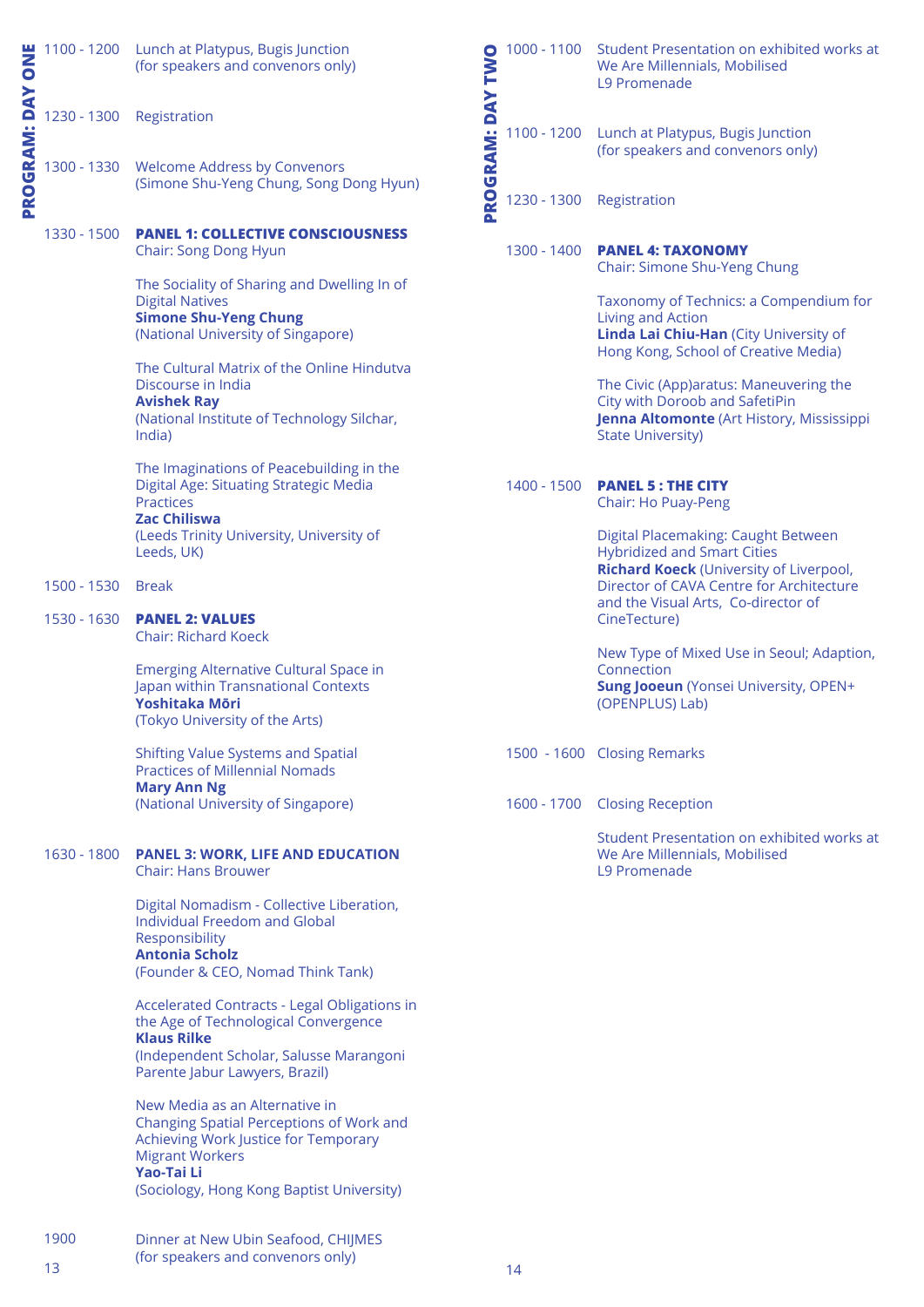## PROGRAM: DAY ONE

1100 - 1200 Lunch at Platypus, Bugis Junction
(for speakers and convenors only)

1230 - 1300 Registration

1300 - 1330 Welcome Address by Convenors
(Simone Shu-Yeng Chung, Song Dong Hyun)

1330 - 1500 **PANEL 1: COLLECTIVE CONSCIOUSNESS**
Chair: Song Dong Hyun

The Sociality of Sharing and Dwelling In of Digital Natives
**Simone Shu-Yeng Chung**
(National University of Singapore)

The Cultural Matrix of the Online Hindutva Discourse in India
**Avishek Ray**
(National Institute of Technology Silchar, India)

The Imaginations of Peacebuilding in the Digital Age: Situating Strategic Media Practices
**Zac Chiliswa**
(Leeds Trinity University, University of Leeds, UK)

1500 - 1530 Break

1530 - 1630 **PANEL 2: VALUES**
Chair: Richard Koeck

Emerging Alternative Cultural Space in Japan within Transnational Contexts
**Yoshitaka Mōri**
(Tokyo University of the Arts)

Shifting Value Systems and Spatial Practices of Millennial Nomads
**Mary Ann Ng**
(National University of Singapore)

1630 - 1800 **PANEL 3: WORK, LIFE AND EDUCATION**
Chair: Hans Brouwer

Digital Nomadism - Collective Liberation, Individual Freedom and Global Responsibility
**Antonia Scholz**
(Founder & CEO, Nomad Think Tank)

Accelerated Contracts - Legal Obligations in the Age of Technological Convergence
**Klaus Rilke**
(Independent Scholar, Salusse Marangoni Parente Jabur Lawyers, Brazil)

New Media as an Alternative in Changing Spatial Perceptions of Work and Achieving Work Justice for Temporary Migrant Workers
**Yao-Tai Li**
(Sociology, Hong Kong Baptist University)

1900 Dinner at New Ubin Seafood, CHIJMES
(for speakers and convenors only)

## PROGRAM: DAY TWO

1000 - 1100 Student Presentation on exhibited works at We Are Millennials, Mobilised
L9 Promenade

1100 - 1200 Lunch at Platypus, Bugis Junction
(for speakers and convenors only)

1230 - 1300 Registration

1300 - 1400 **PANEL 4: TAXONOMY**
Chair: Simone Shu-Yeng Chung

Taxonomy of Technics: a Compendium for Living and Action
**Linda Lai Chiu-Han** (City University of Hong Kong, School of Creative Media)

The Civic (App)aratus: Maneuvering the City with Doroob and SafetiPin
**Jenna Altomonte** (Art History, Mississippi State University)

1400 - 1500 **PANEL 5 : THE CITY**
Chair: Ho Puay-Peng

Digital Placemaking: Caught Between Hybridized and Smart Cities
**Richard Koeck** (University of Liverpool, Director of CAVA Centre for Architecture and the Visual Arts, Co-director of CineTecture)

New Type of Mixed Use in Seoul; Adaption, Connection
**Sung Jooeun** (Yonsei University, OPEN+ (OPENPLUS) Lab)

1500 - 1600 Closing Remarks

1600 - 1700 Closing Reception

Student Presentation on exhibited works at We Are Millennials, Mobilised
L9 Promenade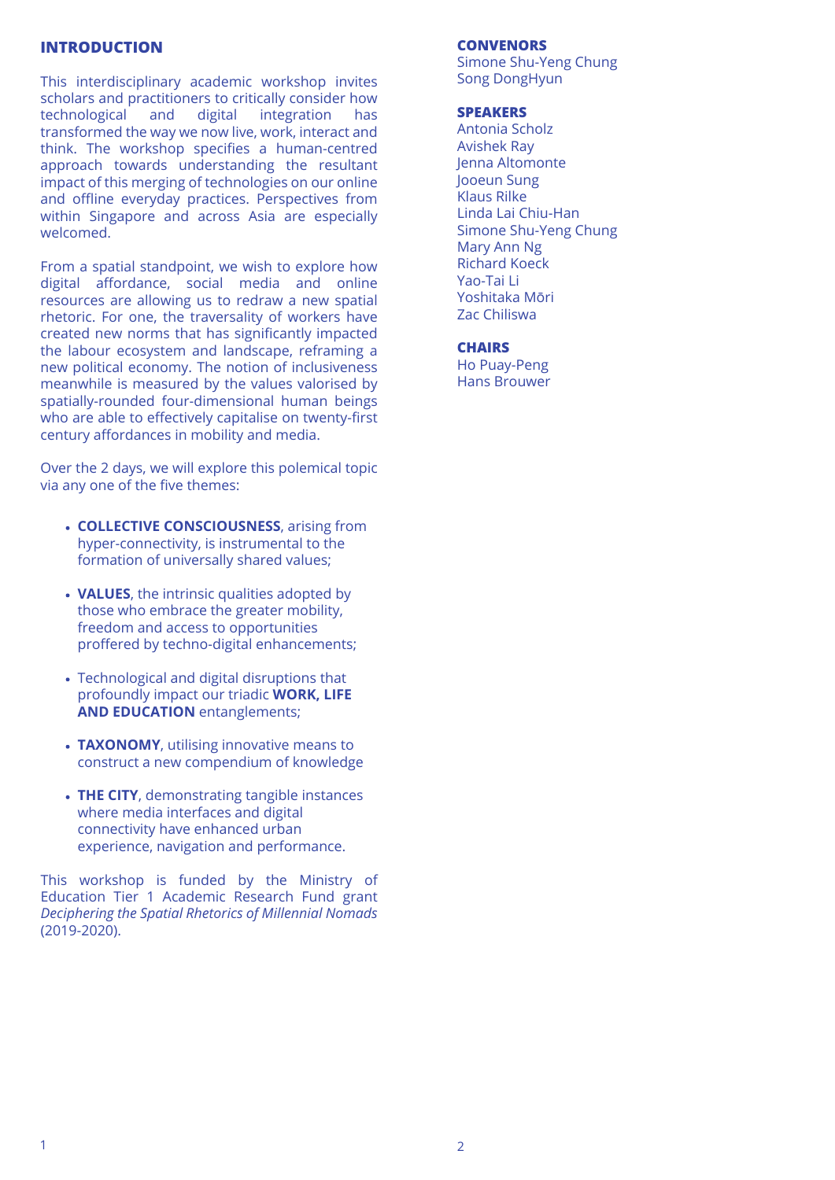## INTRODUCTION

This interdisciplinary academic workshop invites scholars and practitioners to critically consider how technological and digital integration has transformed the way we now live, work, interact and think. The workshop specifies a human-centred approach towards understanding the resultant impact of this merging of technologies on our online and offline everyday practices. Perspectives from within Singapore and across Asia are especially welcomed.

From a spatial standpoint, we wish to explore how digital affordance, social media and online resources are allowing us to redraw a new spatial rhetoric. For one, the traversality of workers have created new norms that has significantly impacted the labour ecosystem and landscape, reframing a new political economy. The notion of inclusiveness meanwhile is measured by the values valorised by spatially-rounded four-dimensional human beings who are able to effectively capitalise on twenty-first century affordances in mobility and media.

Over the 2 days, we will explore this polemical topic via any one of the five themes:

- **COLLECTIVE CONSCIOUSNESS**, arising from hyper-connectivity, is instrumental to the formation of universally shared values;
- **VALUES**, the intrinsic qualities adopted by those who embrace the greater mobility, freedom and access to opportunities proffered by techno-digital enhancements;
- Technological and digital disruptions that profoundly impact our triadic **WORK, LIFE AND EDUCATION** entanglements;
- **TAXONOMY**, utilising innovative means to construct a new compendium of knowledge
- **THE CITY**, demonstrating tangible instances where media interfaces and digital connectivity have enhanced urban experience, navigation and performance.

This workshop is funded by the Ministry of Education Tier 1 Academic Research Fund grant *Deciphering the Spatial Rhetorics of Millennial Nomads* (2019-2020).

## CONVENORS

Simone Shu-Yeng Chung
Song DongHyun

## SPEAKERS

Antonia Scholz
Avishek Ray
Jenna Altomonte
Jooeun Sung
Klaus Rilke
Linda Lai Chiu-Han
Simone Shu-Yeng Chung
Mary Ann Ng
Richard Koeck
Yao-Tai Li
Yoshitaka Mōri
Zac Chiliswa

## CHAIRS

Ho Puay-Peng
Hans Brouwer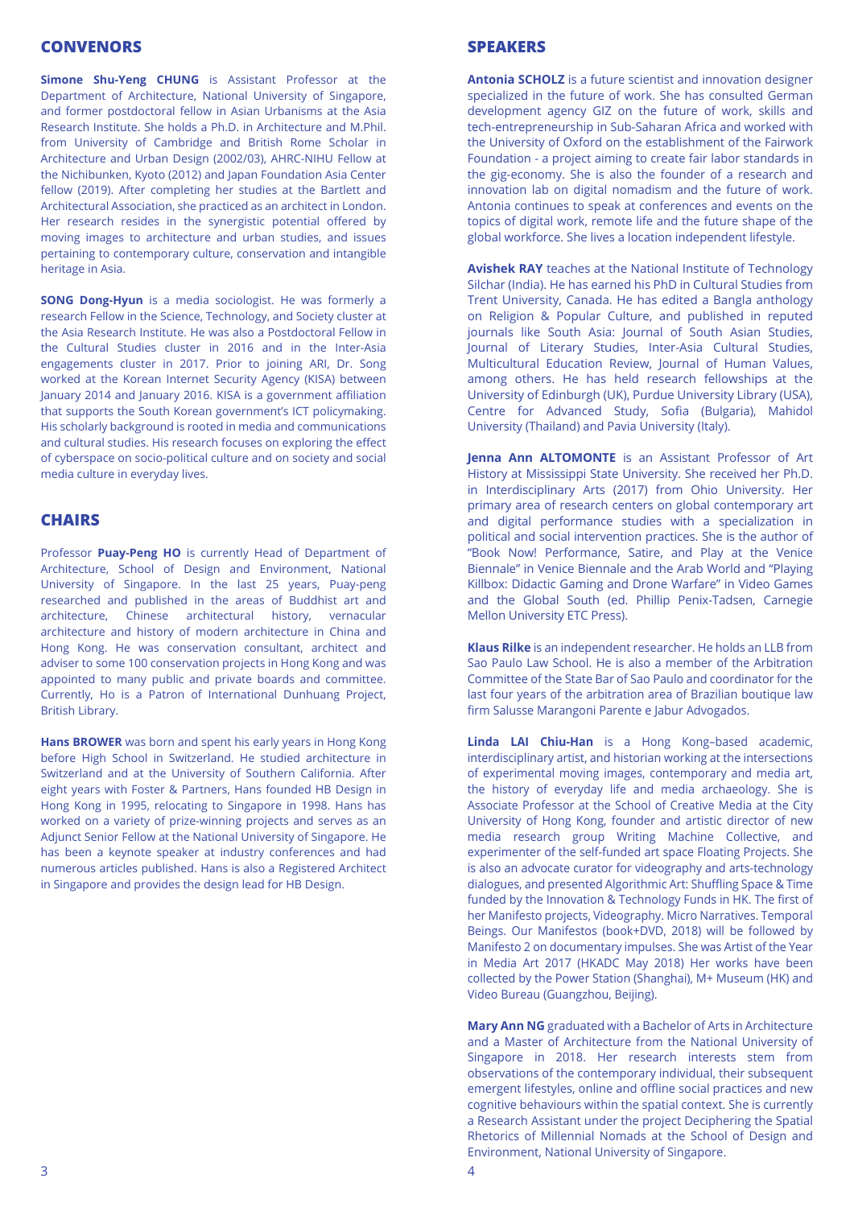## CONVENORS

**Simone Shu-Yeng CHUNG** is Assistant Professor at the Department of Architecture, National University of Singapore, and former postdoctoral fellow in Asian Urbanisms at the Asia Research Institute. She holds a Ph.D. in Architecture and M.Phil. from University of Cambridge and British Rome Scholar in Architecture and Urban Design (2002/03), AHRC-NIHU Fellow at the Nichibunken, Kyoto (2012) and Japan Foundation Asia Center fellow (2019). After completing her studies at the Bartlett and Architectural Association, she practiced as an architect in London. Her research resides in the synergistic potential offered by moving images to architecture and urban studies, and issues pertaining to contemporary culture, conservation and intangible heritage in Asia.

**SONG Dong-Hyun** is a media sociologist. He was formerly a research Fellow in the Science, Technology, and Society cluster at the Asia Research Institute. He was also a Postdoctoral Fellow in the Cultural Studies cluster in 2016 and in the Inter-Asia engagements cluster in 2017. Prior to joining ARI, Dr. Song worked at the Korean Internet Security Agency (KISA) between January 2014 and January 2016. KISA is a government affiliation that supports the South Korean government's ICT policymaking. His scholarly background is rooted in media and communications and cultural studies. His research focuses on exploring the effect of cyberspace on socio-political culture and on society and social media culture in everyday lives.

## CHAIRS

Professor **Puay-Peng HO** is currently Head of Department of Architecture, School of Design and Environment, National University of Singapore. In the last 25 years, Puay-peng researched and published in the areas of Buddhist art and architecture, Chinese architectural history, vernacular architecture and history of modern architecture in China and Hong Kong. He was conservation consultant, architect and adviser to some 100 conservation projects in Hong Kong and was appointed to many public and private boards and committee. Currently, Ho is a Patron of International Dunhuang Project, British Library.

**Hans BROWER** was born and spent his early years in Hong Kong before High School in Switzerland. He studied architecture in Switzerland and at the University of Southern California. After eight years with Foster & Partners, Hans founded HB Design in Hong Kong in 1995, relocating to Singapore in 1998. Hans has worked on a variety of prize-winning projects and serves as an Adjunct Senior Fellow at the National University of Singapore. He has been a keynote speaker at industry conferences and had numerous articles published. Hans is also a Registered Architect in Singapore and provides the design lead for HB Design.

## SPEAKERS

**Antonia SCHOLZ** is a future scientist and innovation designer specialized in the future of work. She has consulted German development agency GIZ on the future of work, skills and tech-entrepreneurship in Sub-Saharan Africa and worked with the University of Oxford on the establishment of the Fairwork Foundation - a project aiming to create fair labor standards in the gig-economy. She is also the founder of a research and innovation lab on digital nomadism and the future of work. Antonia continues to speak at conferences and events on the topics of digital work, remote life and the future shape of the global workforce. She lives a location independent lifestyle.

**Avishek RAY** teaches at the National Institute of Technology Silchar (India). He has earned his PhD in Cultural Studies from Trent University, Canada. He has edited a Bangla anthology on Religion & Popular Culture, and published in reputed journals like South Asia: Journal of South Asian Studies, Journal of Literary Studies, Inter-Asia Cultural Studies, Multicultural Education Review, Journal of Human Values, among others. He has held research fellowships at the University of Edinburgh (UK), Purdue University Library (USA), Centre for Advanced Study, Sofia (Bulgaria), Mahidol University (Thailand) and Pavia University (Italy).

**Jenna Ann ALTOMONTE** is an Assistant Professor of Art History at Mississippi State University. She received her Ph.D. in Interdisciplinary Arts (2017) from Ohio University. Her primary area of research centers on global contemporary art and digital performance studies with a specialization in political and social intervention practices. She is the author of "Book Now! Performance, Satire, and Play at the Venice Biennale" in Venice Biennale and the Arab World and "Playing Killbox: Didactic Gaming and Drone Warfare" in Video Games and the Global South (ed. Phillip Penix-Tadsen, Carnegie Mellon University ETC Press).

**Klaus Rilke** is an independent researcher. He holds an LLB from Sao Paulo Law School. He is also a member of the Arbitration Committee of the State Bar of Sao Paulo and coordinator for the last four years of the arbitration area of Brazilian boutique law firm Salusse Marangoni Parente e Jabur Advogados.

**Linda LAI Chiu-Han** is a Hong Kong–based academic, interdisciplinary artist, and historian working at the intersections of experimental moving images, contemporary and media art, the history of everyday life and media archaeology. She is Associate Professor at the School of Creative Media at the City University of Hong Kong, founder and artistic director of new media research group Writing Machine Collective, and experimenter of the self-funded art space Floating Projects. She is also an advocate curator for videography and arts-technology dialogues, and presented Algorithmic Art: Shuffling Space & Time funded by the Innovation & Technology Funds in HK. The first of her Manifesto projects, Videography. Micro Narratives. Temporal Beings. Our Manifestos (book+DVD, 2018) will be followed by Manifesto 2 on documentary impulses. She was Artist of the Year in Media Art 2017 (HKADC May 2018) Her works have been collected by the Power Station (Shanghai), M+ Museum (HK) and Video Bureau (Guangzhou, Beijing).

**Mary Ann NG** graduated with a Bachelor of Arts in Architecture and a Master of Architecture from the National University of Singapore in 2018. Her research interests stem from observations of the contemporary individual, their subsequent emergent lifestyles, online and offline social practices and new cognitive behaviours within the spatial context. She is currently a Research Assistant under the project Deciphering the Spatial Rhetorics of Millennial Nomads at the School of Design and Environment, National University of Singapore.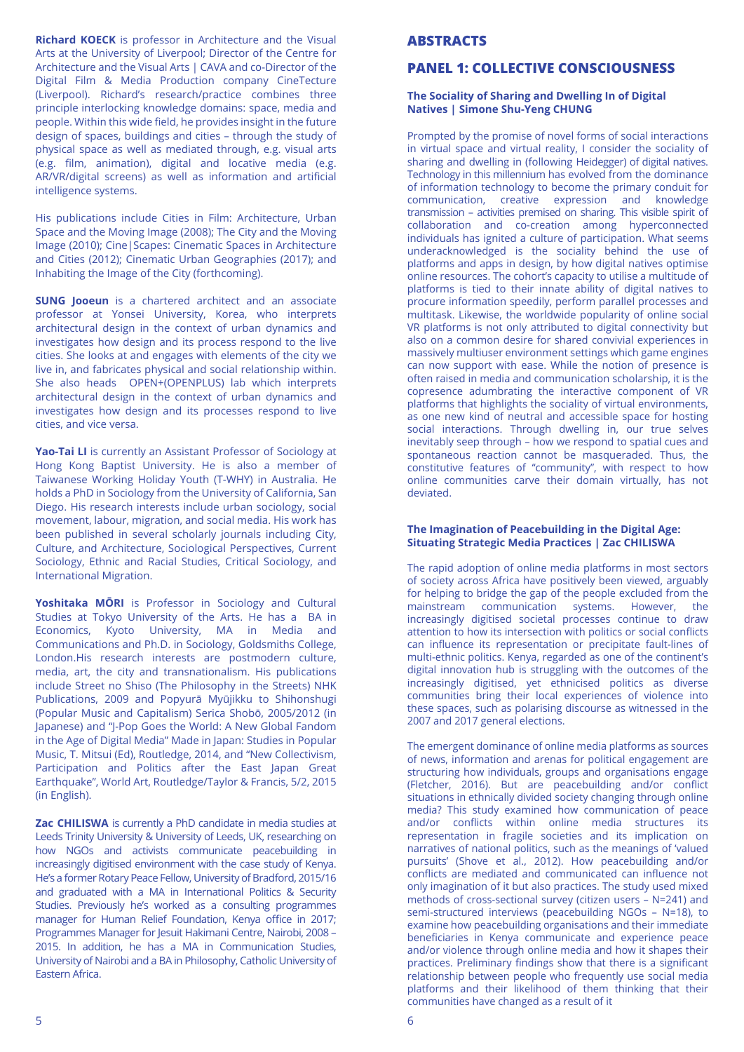**Richard KOECK** is professor in Architecture and the Visual Arts at the University of Liverpool; Director of the Centre for Architecture and the Visual Arts | CAVA and co-Director of the Digital Film & Media Production company CineTecture (Liverpool). Richard's research/practice combines three principle interlocking knowledge domains: space, media and people. Within this wide field, he provides insight in the future design of spaces, buildings and cities – through the study of physical space as well as mediated through, e.g. visual arts (e.g. film, animation), digital and locative media (e.g. AR/VR/digital screens) as well as information and artificial intelligence systems.

His publications include Cities in Film: Architecture, Urban Space and the Moving Image (2008); The City and the Moving Image (2010); Cine|Scapes: Cinematic Spaces in Architecture and Cities (2012); Cinematic Urban Geographies (2017); and Inhabiting the Image of the City (forthcoming).

**SUNG Jooeun** is a chartered architect and an associate professor at Yonsei University, Korea, who interprets architectural design in the context of urban dynamics and investigates how design and its process respond to the live cities. She looks at and engages with elements of the city we live in, and fabricates physical and social relationship within. She also heads OPEN+(OPENPLUS) lab which interprets architectural design in the context of urban dynamics and investigates how design and its processes respond to live cities, and vice versa.

**Yao-Tai LI** is currently an Assistant Professor of Sociology at Hong Kong Baptist University. He is also a member of Taiwanese Working Holiday Youth (T-WHY) in Australia. He holds a PhD in Sociology from the University of California, San Diego. His research interests include urban sociology, social movement, labour, migration, and social media. His work has been published in several scholarly journals including City, Culture, and Architecture, Sociological Perspectives, Current Sociology, Ethnic and Racial Studies, Critical Sociology, and International Migration.

**Yoshitaka MŌRI** is Professor in Sociology and Cultural Studies at Tokyo University of the Arts. He has a BA in Economics, Kyoto University, MA in Media and Communications and Ph.D. in Sociology, Goldsmiths College, London.His research interests are postmodern culture, media, art, the city and transnationalism. His publications include Street no Shiso (The Philosophy in the Streets) NHK Publications, 2009 and Popyurā Myūjikku to Shihonshugi (Popular Music and Capitalism) Serica Shobō, 2005/2012 (in Japanese) and "J-Pop Goes the World: A New Global Fandom in the Age of Digital Media" Made in Japan: Studies in Popular Music, T. Mitsui (Ed), Routledge, 2014, and "New Collectivism, Participation and Politics after the East Japan Great Earthquake", World Art, Routledge/Taylor & Francis, 5/2, 2015 (in English).

**Zac CHILISWA** is currently a PhD candidate in media studies at Leeds Trinity University & University of Leeds, UK, researching on how NGOs and activists communicate peacebuilding in increasingly digitised environment with the case study of Kenya. He's a former Rotary Peace Fellow, University of Bradford, 2015/16 and graduated with a MA in International Politics & Security Studies. Previously he's worked as a consulting programmes manager for Human Relief Foundation, Kenya office in 2017; Programmes Manager for Jesuit Hakimani Centre, Nairobi, 2008 – 2015. In addition, he has a MA in Communication Studies, University of Nairobi and a BA in Philosophy, Catholic University of Eastern Africa.

# ABSTRACTS

## PANEL 1: COLLECTIVE CONSCIOUSNESS

### The Sociality of Sharing and Dwelling In of Digital Natives | Simone Shu-Yeng CHUNG

Prompted by the promise of novel forms of social interactions in virtual space and virtual reality, I consider the sociality of sharing and dwelling in (following Heidegger) of digital natives. Technology in this millennium has evolved from the dominance of information technology to become the primary conduit for communication, creative expression and knowledge transmission – activities premised on sharing. This visible spirit of collaboration and co-creation among hyperconnected individuals has ignited a culture of participation. What seems underacknowledged is the sociality behind the use of platforms and apps in design, by how digital natives optimise online resources. The cohort's capacity to utilise a multitude of platforms is tied to their innate ability of digital natives to procure information speedily, perform parallel processes and multitask. Likewise, the worldwide popularity of online social VR platforms is not only attributed to digital connectivity but also on a common desire for shared convivial experiences in massively multiuser environment settings which game engines can now support with ease. While the notion of presence is often raised in media and communication scholarship, it is the copresence adumbrating the interactive component of VR platforms that highlights the sociality of virtual environments, as one new kind of neutral and accessible space for hosting social interactions. Through dwelling in, our true selves inevitably seep through – how we respond to spatial cues and spontaneous reaction cannot be masqueraded. Thus, the constitutive features of "community", with respect to how online communities carve their domain virtually, has not deviated.

### The Imagination of Peacebuilding in the Digital Age: Situating Strategic Media Practices | Zac CHILISWA

The rapid adoption of online media platforms in most sectors of society across Africa have positively been viewed, arguably for helping to bridge the gap of the people excluded from the mainstream communication systems. However, the increasingly digitised societal processes continue to draw attention to how its intersection with politics or social conflicts can influence its representation or precipitate fault-lines of multi-ethnic politics. Kenya, regarded as one of the continent's digital innovation hub is struggling with the outcomes of the increasingly digitised, yet ethnicised politics as diverse communities bring their local experiences of violence into these spaces, such as polarising discourse as witnessed in the 2007 and 2017 general elections.

The emergent dominance of online media platforms as sources of news, information and arenas for political engagement are structuring how individuals, groups and organisations engage (Fletcher, 2016). But are peacebuilding and/or conflict situations in ethnically divided society changing through online media? This study examined how communication of peace and/or conflicts within online media structures its representation in fragile societies and its implication on narratives of national politics, such as the meanings of 'valued pursuits' (Shove et al., 2012). How peacebuilding and/or conflicts are mediated and communicated can influence not only imagination of it but also practices. The study used mixed methods of cross-sectional survey (citizen users – N=241) and semi-structured interviews (peacebuilding NGOs – N=18), to examine how peacebuilding organisations and their immediate beneficiaries in Kenya communicate and experience peace and/or violence through online media and how it shapes their practices. Preliminary findings show that there is a significant relationship between people who frequently use social media platforms and their likelihood of them thinking that their communities have changed as a result of it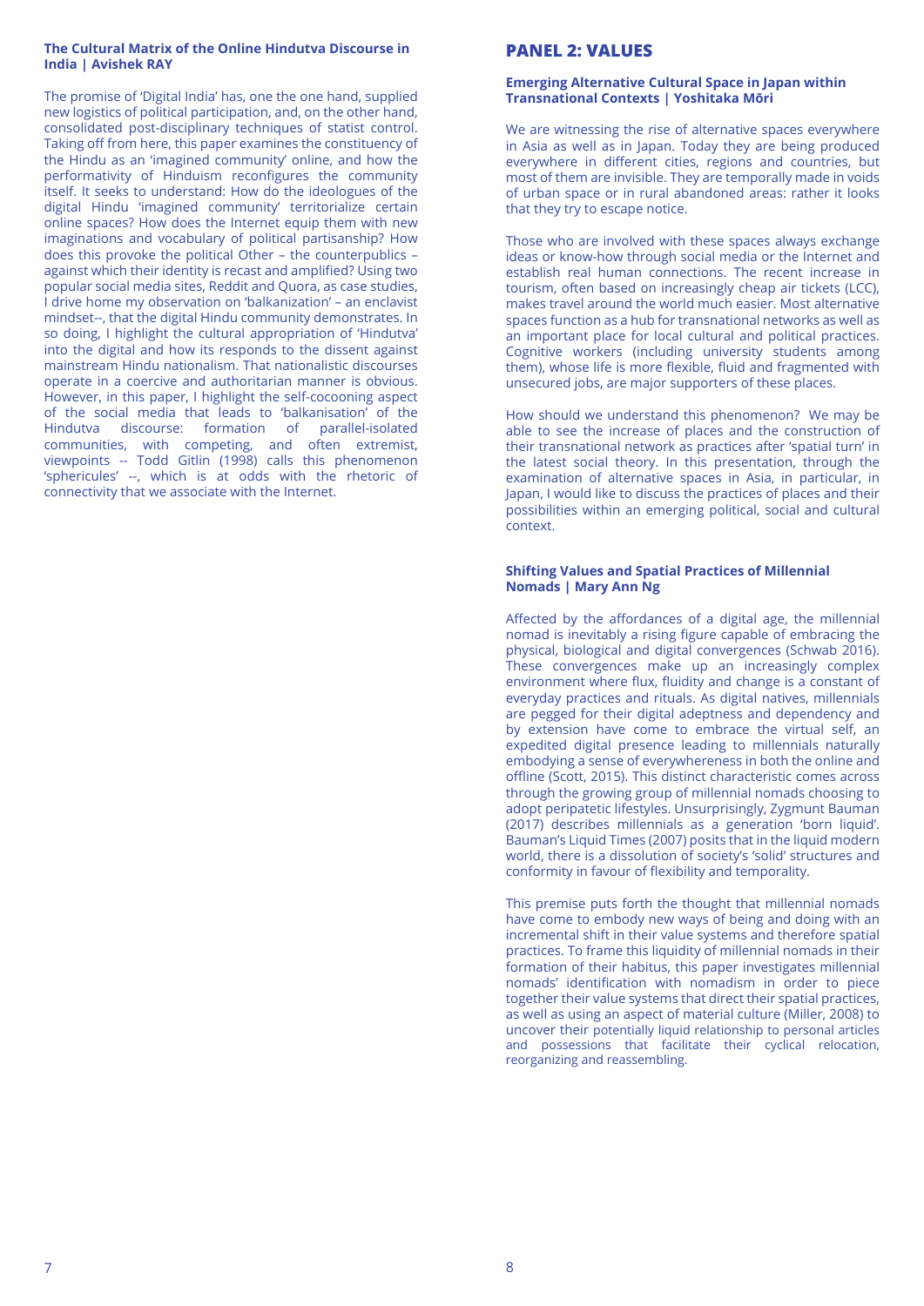### The Cultural Matrix of the Online Hindutva Discourse in India | Avishek RAY

The promise of 'Digital India' has, one the one hand, supplied new logistics of political participation, and, on the other hand, consolidated post-disciplinary techniques of statist control. Taking off from here, this paper examines the constituency of the Hindu as an 'imagined community' online, and how the performativity of Hinduism reconfigures the community itself. It seeks to understand: How do the ideologues of the digital Hindu 'imagined community' territorialize certain online spaces? How does the Internet equip them with new imaginations and vocabulary of political partisanship? How does this provoke the political Other – the counterpublics – against which their identity is recast and amplified? Using two popular social media sites, Reddit and Quora, as case studies, I drive home my observation on 'balkanization' – an enclavist mindset--, that the digital Hindu community demonstrates. In so doing, I highlight the cultural appropriation of 'Hindutva' into the digital and how its responds to the dissent against mainstream Hindu nationalism. That nationalistic discourses operate in a coercive and authoritarian manner is obvious. However, in this paper, I highlight the self-cocooning aspect of the social media that leads to 'balkanisation' of the Hindutva discourse: formation of parallel-isolated communities, with competing, and often extremist, viewpoints -- Todd Gitlin (1998) calls this phenomenon 'sphericules' --, which is at odds with the rhetoric of connectivity that we associate with the Internet.

## PANEL 2: VALUES

### Emerging Alternative Cultural Space in Japan within Transnational Contexts | Yoshitaka Mōri

We are witnessing the rise of alternative spaces everywhere in Asia as well as in Japan. Today they are being produced everywhere in different cities, regions and countries, but most of them are invisible. They are temporally made in voids of urban space or in rural abandoned areas: rather it looks that they try to escape notice.

Those who are involved with these spaces always exchange ideas or know-how through social media or the Internet and establish real human connections. The recent increase in tourism, often based on increasingly cheap air tickets (LCC), makes travel around the world much easier. Most alternative spaces function as a hub for transnational networks as well as an important place for local cultural and political practices. Cognitive workers (including university students among them), whose life is more flexible, fluid and fragmented with unsecured jobs, are major supporters of these places.

How should we understand this phenomenon? We may be able to see the increase of places and the construction of their transnational network as practices after 'spatial turn' in the latest social theory. In this presentation, through the examination of alternative spaces in Asia, in particular, in Japan, I would like to discuss the practices of places and their possibilities within an emerging political, social and cultural context.

### Shifting Values and Spatial Practices of Millennial Nomads | Mary Ann Ng

Affected by the affordances of a digital age, the millennial nomad is inevitably a rising figure capable of embracing the physical, biological and digital convergences (Schwab 2016). These convergences make up an increasingly complex environment where flux, fluidity and change is a constant of everyday practices and rituals. As digital natives, millennials are pegged for their digital adeptness and dependency and by extension have come to embrace the virtual self, an expedited digital presence leading to millennials naturally embodying a sense of everywhereness in both the online and offline (Scott, 2015). This distinct characteristic comes across through the growing group of millennial nomads choosing to adopt peripatetic lifestyles. Unsurprisingly, Zygmunt Bauman (2017) describes millennials as a generation 'born liquid'. Bauman's Liquid Times (2007) posits that in the liquid modern world, there is a dissolution of society's 'solid' structures and conformity in favour of flexibility and temporality.

This premise puts forth the thought that millennial nomads have come to embody new ways of being and doing with an incremental shift in their value systems and therefore spatial practices. To frame this liquidity of millennial nomads in their formation of their habitus, this paper investigates millennial nomads' identification with nomadism in order to piece together their value systems that direct their spatial practices, as well as using an aspect of material culture (Miller, 2008) to uncover their potentially liquid relationship to personal articles and possessions that facilitate their cyclical relocation, reorganizing and reassembling.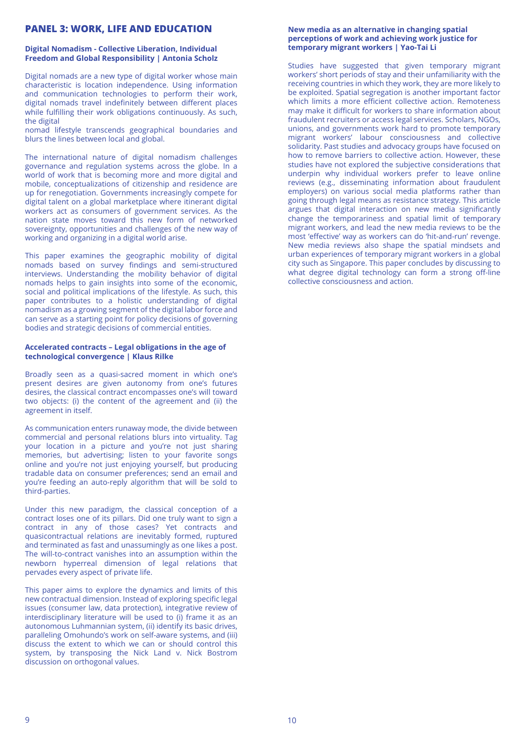## PANEL 3: WORK, LIFE AND EDUCATION

### Digital Nomadism - Collective Liberation, Individual Freedom and Global Responsibility | Antonia Scholz

Digital nomads are a new type of digital worker whose main characteristic is location independence. Using information and communication technologies to perform their work, digital nomads travel indefinitely between different places while fulfilling their work obligations continuously. As such, the digital nomad lifestyle transcends geographical boundaries and blurs the lines between local and global.

The international nature of digital nomadism challenges governance and regulation systems across the globe. In a world of work that is becoming more and more digital and mobile, conceptualizations of citizenship and residence are up for renegotiation. Governments increasingly compete for digital talent on a global marketplace where itinerant digital workers act as consumers of government services. As the nation state moves toward this new form of networked sovereignty, opportunities and challenges of the new way of working and organizing in a digital world arise.

This paper examines the geographic mobility of digital nomads based on survey findings and semi-structured interviews. Understanding the mobility behavior of digital nomads helps to gain insights into some of the economic, social and political implications of the lifestyle. As such, this paper contributes to a holistic understanding of digital nomadism as a growing segment of the digital labor force and can serve as a starting point for policy decisions of governing bodies and strategic decisions of commercial entities.

### Accelerated contracts – Legal obligations in the age of technological convergence | Klaus Rilke

Broadly seen as a quasi-sacred moment in which one's present desires are given autonomy from one's futures desires, the classical contract encompasses one's will toward two objects: (i) the content of the agreement and (ii) the agreement in itself.

As communication enters runaway mode, the divide between commercial and personal relations blurs into virtuality. Tag your location in a picture and you're not just sharing memories, but advertising; listen to your favorite songs online and you're not just enjoying yourself, but producing tradable data on consumer preferences; send an email and you're feeding an auto-reply algorithm that will be sold to third-parties.

Under this new paradigm, the classical conception of a contract loses one of its pillars. Did one truly want to sign a contract in any of those cases? Yet contracts and quasicontractual relations are inevitably formed, ruptured and terminated as fast and unassumingly as one likes a post. The will-to-contract vanishes into an assumption within the newborn hyperreal dimension of legal relations that pervades every aspect of private life.

This paper aims to explore the dynamics and limits of this new contractual dimension. Instead of exploring specific legal issues (consumer law, data protection), integrative review of interdisciplinary literature will be used to (i) frame it as an autonomous Luhmannian system, (ii) identify its basic drives, paralleling Omohundo's work on self-aware systems, and (iii) discuss the extent to which we can or should control this system, by transposing the Nick Land v. Nick Bostrom discussion on orthogonal values.

### New media as an alternative in changing spatial perceptions of work and achieving work justice for temporary migrant workers | Yao-Tai Li

Studies have suggested that given temporary migrant workers' short periods of stay and their unfamiliarity with the receiving countries in which they work, they are more likely to be exploited. Spatial segregation is another important factor which limits a more efficient collective action. Remoteness may make it difficult for workers to share information about fraudulent recruiters or access legal services. Scholars, NGOs, unions, and governments work hard to promote temporary migrant workers' labour consciousness and collective solidarity. Past studies and advocacy groups have focused on how to remove barriers to collective action. However, these studies have not explored the subjective considerations that underpin why individual workers prefer to leave online reviews (e.g., disseminating information about fraudulent employers) on various social media platforms rather than going through legal means as resistance strategy. This article argues that digital interaction on new media significantly change the temporariness and spatial limit of temporary migrant workers, and lead the new media reviews to be the most 'effective' way as workers can do 'hit-and-run' revenge. New media reviews also shape the spatial mindsets and urban experiences of temporary migrant workers in a global city such as Singapore. This paper concludes by discussing to what degree digital technology can form a strong off-line collective consciousness and action.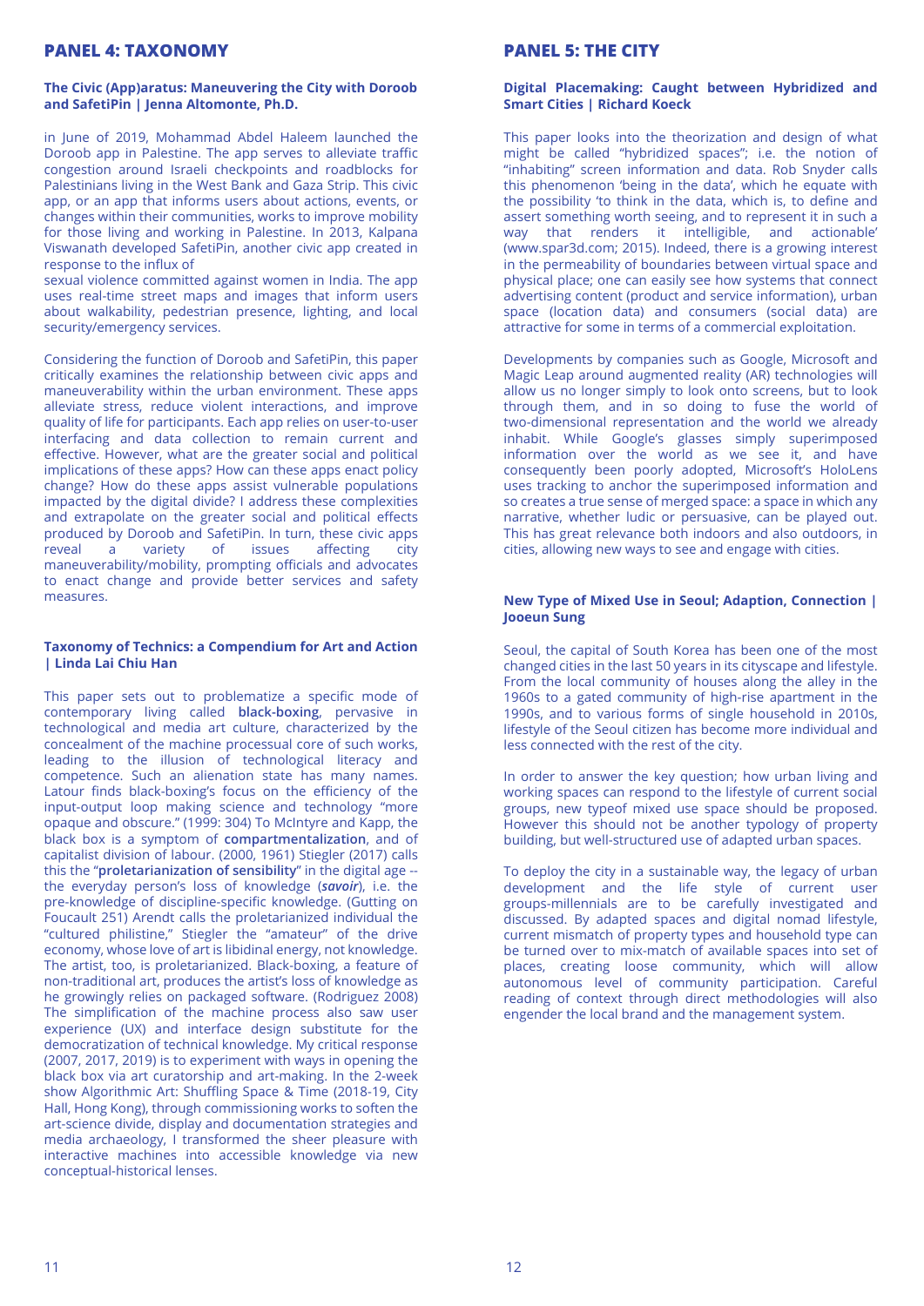## PANEL 4: TAXONOMY

### The Civic (App)aratus: Maneuvering the City with Doroob and SafetiPin | Jenna Altomonte, Ph.D.

in June of 2019, Mohammad Abdel Haleem launched the Doroob app in Palestine. The app serves to alleviate traffic congestion around Israeli checkpoints and roadblocks for Palestinians living in the West Bank and Gaza Strip. This civic app, or an app that informs users about actions, events, or changes within their communities, works to improve mobility for those living and working in Palestine. In 2013, Kalpana Viswanath developed SafetiPin, another civic app created in response to the influx of sexual violence committed against women in India. The app uses real-time street maps and images that inform users about walkability, pedestrian presence, lighting, and local security/emergency services.

Considering the function of Doroob and SafetiPin, this paper critically examines the relationship between civic apps and maneuverability within the urban environment. These apps alleviate stress, reduce violent interactions, and improve quality of life for participants. Each app relies on user-to-user interfacing and data collection to remain current and effective. However, what are the greater social and political implications of these apps? How can these apps enact policy change? How do these apps assist vulnerable populations impacted by the digital divide? I address these complexities and extrapolate on the greater social and political effects produced by Doroob and SafetiPin. In turn, these civic apps reveal a variety of issues affecting city maneuverability/mobility, prompting officials and advocates to enact change and provide better services and safety measures.

### Taxonomy of Technics: a Compendium for Art and Action | Linda Lai Chiu Han

This paper sets out to problematize a specific mode of contemporary living called **black-boxing**, pervasive in technological and media art culture, characterized by the concealment of the machine processual core of such works, leading to the illusion of technological literacy and competence. Such an alienation state has many names. Latour finds black-boxing's focus on the efficiency of the input-output loop making science and technology "more opaque and obscure." (1999: 304) To McIntyre and Kapp, the black box is a symptom of **compartmentalization**, and of capitalist division of labour. (2000, 1961) Stiegler (2017) calls this the "**proletarianization of sensibility**" in the digital age -- the everyday person's loss of knowledge (***savoir***), i.e. the pre-knowledge of discipline-specific knowledge. (Gutting on Foucault 251) Arendt calls the proletarianized individual the "cultured philistine," Stiegler the "amateur" of the drive economy, whose love of art is libidinal energy, not knowledge. The artist, too, is proletarianized. Black-boxing, a feature of non-traditional art, produces the artist's loss of knowledge as he growingly relies on packaged software. (Rodriguez 2008) The simplification of the machine process also saw user experience (UX) and interface design substitute for the democratization of technical knowledge. My critical response (2007, 2017, 2019) is to experiment with ways in opening the black box via art curatorship and art-making. In the 2-week show Algorithmic Art: Shuffling Space & Time (2018-19, City Hall, Hong Kong), through commissioning works to soften the art-science divide, display and documentation strategies and media archaeology, I transformed the sheer pleasure with interactive machines into accessible knowledge via new conceptual-historical lenses.

## PANEL 5: THE CITY

### Digital Placemaking: Caught between Hybridized and Smart Cities | Richard Koeck

This paper looks into the theorization and design of what might be called "hybridized spaces"; i.e. the notion of "inhabiting" screen information and data. Rob Snyder calls this phenomenon 'being in the data', which he equate with the possibility 'to think in the data, which is, to define and assert something worth seeing, and to represent it in such a way that renders it intelligible, and actionable' (www.spar3d.com; 2015). Indeed, there is a growing interest in the permeability of boundaries between virtual space and physical place; one can easily see how systems that connect advertising content (product and service information), urban space (location data) and consumers (social data) are attractive for some in terms of a commercial exploitation.

Developments by companies such as Google, Microsoft and Magic Leap around augmented reality (AR) technologies will allow us no longer simply to look onto screens, but to look through them, and in so doing to fuse the world of two-dimensional representation and the world we already inhabit. While Google's glasses simply superimposed information over the world as we see it, and have consequently been poorly adopted, Microsoft's HoloLens uses tracking to anchor the superimposed information and so creates a true sense of merged space: a space in which any narrative, whether ludic or persuasive, can be played out. This has great relevance both indoors and also outdoors, in cities, allowing new ways to see and engage with cities.

### New Type of Mixed Use in Seoul; Adaption, Connection | Jooeun Sung

Seoul, the capital of South Korea has been one of the most changed cities in the last 50 years in its cityscape and lifestyle. From the local community of houses along the alley in the 1960s to a gated community of high-rise apartment in the 1990s, and to various forms of single household in 2010s, lifestyle of the Seoul citizen has become more individual and less connected with the rest of the city.

In order to answer the key question; how urban living and working spaces can respond to the lifestyle of current social groups, new typeof mixed use space should be proposed. However this should not be another typology of property building, but well-structured use of adapted urban spaces.

To deploy the city in a sustainable way, the legacy of urban development and the life style of current user groups-millennials are to be carefully investigated and discussed. By adapted spaces and digital nomad lifestyle, current mismatch of property types and household type can be turned over to mix-match of available spaces into set of places, creating loose community, which will allow autonomous level of community participation. Careful reading of context through direct methodologies will also engender the local brand and the management system.